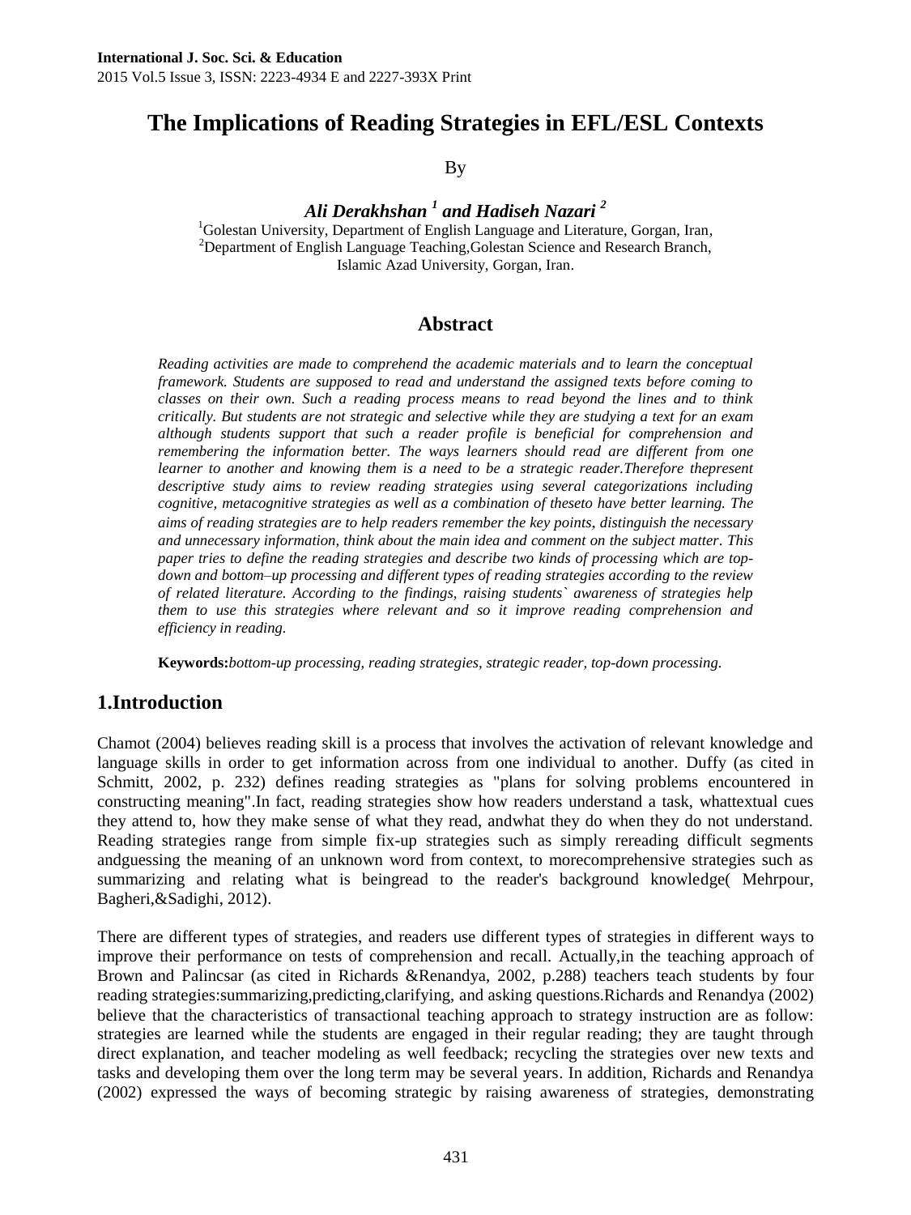# The Implications of Reading Strategies in EFL/ESL Contexts

By

***Ali Derakhshan* [1] *and Hadiseh Nazari* [2]**

[1]Golestan University, Department of English Language and Literature, Gorgan, Iran,
[2]Department of English Language Teaching,Golestan Science and Research Branch, Islamic Azad University, Gorgan, Iran.

## Abstract

*Reading activities are made to comprehend the academic materials and to learn the conceptual framework. Students are supposed to read and understand the assigned texts before coming to classes on their own. Such a reading process means to read beyond the lines and to think critically. But students are not strategic and selective while they are studying a text for an exam although students support that such a reader profile is beneficial for comprehension and remembering the information better. The ways learners should read are different from one learner to another and knowing them is a need to be a strategic reader.Therefore thepresent descriptive study aims to review reading strategies using several categorizations including cognitive, metacognitive strategies as well as a combination of theseto have better learning. The aims of reading strategies are to help readers remember the key points, distinguish the necessary and unnecessary information, think about the main idea and comment on the subject matter. This paper tries to define the reading strategies and describe two kinds of processing which are top-down and bottom–up processing and different types of reading strategies according to the review of related literature. According to the findings, raising students` awareness of strategies help them to use this strategies where relevant and so it improve reading comprehension and efficiency in reading.*

**Keywords:***bottom-up processing, reading strategies, strategic reader, top-down processing.*

## 1.Introduction

Chamot (2004) believes reading skill is a process that involves the activation of relevant knowledge and language skills in order to get information across from one individual to another. Duffy (as cited in Schmitt, 2002, p. 232) defines reading strategies as "plans for solving problems encountered in constructing meaning".In fact, reading strategies show how readers understand a task, whattextual cues they attend to, how they make sense of what they read, andwhat they do when they do not understand. Reading strategies range from simple fix-up strategies such as simply rereading difficult segments andguessing the meaning of an unknown word from context, to morecomprehensive strategies such as summarizing and relating what is beingread to the reader's background knowledge( Mehrpour, Bagheri,&Sadighi, 2012).

There are different types of strategies, and readers use different types of strategies in different ways to improve their performance on tests of comprehension and recall. Actually,in the teaching approach of Brown and Palincsar (as cited in Richards &Renandya, 2002, p.288) teachers teach students by four reading strategies:summarizing,predicting,clarifying, and asking questions.Richards and Renandya (2002) believe that the characteristics of transactional teaching approach to strategy instruction are as follow: strategies are learned while the students are engaged in their regular reading; they are taught through direct explanation, and teacher modeling as well feedback; recycling the strategies over new texts and tasks and developing them over the long term may be several years. In addition, Richards and Renandya (2002) expressed the ways of becoming strategic by raising awareness of strategies, demonstrating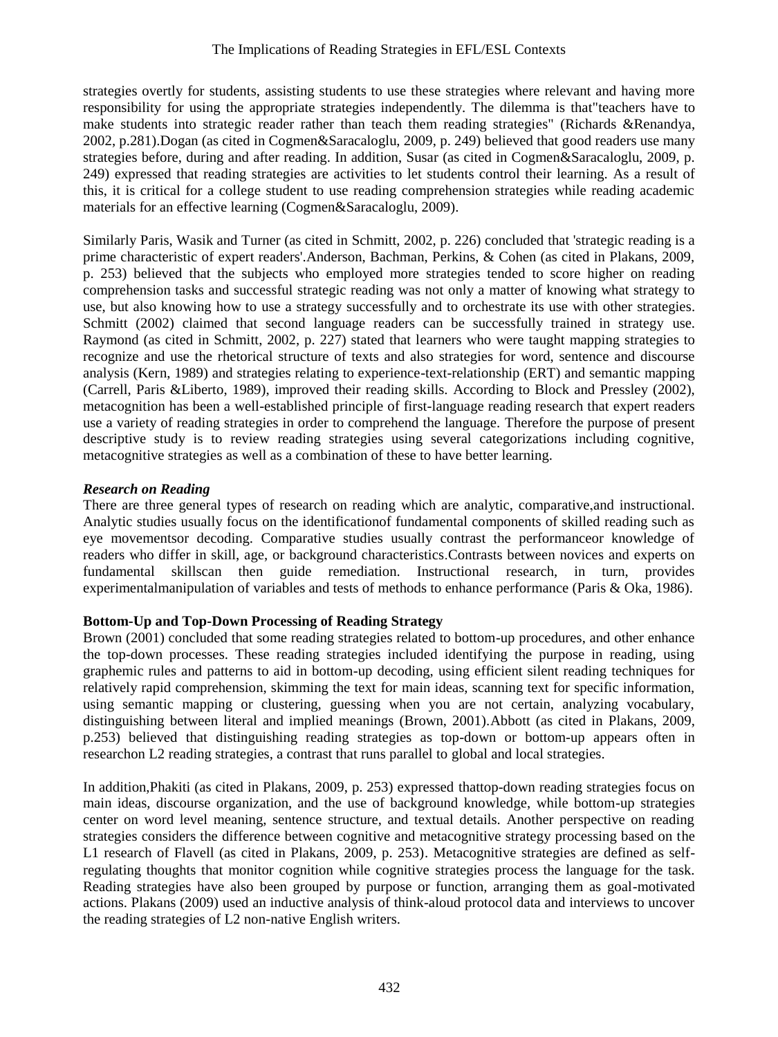strategies overtly for students, assisting students to use these strategies where relevant and having more responsibility for using the appropriate strategies independently. The dilemma is that"teachers have to make students into strategic reader rather than teach them reading strategies" (Richards &Renandya, 2002, p.281).Dogan (as cited in Cogmen&Saracaloglu, 2009, p. 249) believed that good readers use many strategies before, during and after reading. In addition, Susar (as cited in Cogmen&Saracaloglu, 2009, p. 249) expressed that reading strategies are activities to let students control their learning. As a result of this, it is critical for a college student to use reading comprehension strategies while reading academic materials for an effective learning (Cogmen&Saracaloglu, 2009).

Similarly Paris, Wasik and Turner (as cited in Schmitt, 2002, p. 226) concluded that 'strategic reading is a prime characteristic of expert readers'.Anderson, Bachman, Perkins, & Cohen (as cited in Plakans, 2009, p. 253) believed that the subjects who employed more strategies tended to score higher on reading comprehension tasks and successful strategic reading was not only a matter of knowing what strategy to use, but also knowing how to use a strategy successfully and to orchestrate its use with other strategies. Schmitt (2002) claimed that second language readers can be successfully trained in strategy use. Raymond (as cited in Schmitt, 2002, p. 227) stated that learners who were taught mapping strategies to recognize and use the rhetorical structure of texts and also strategies for word, sentence and discourse analysis (Kern, 1989) and strategies relating to experience-text-relationship (ERT) and semantic mapping (Carrell, Paris &Liberto, 1989), improved their reading skills. According to Block and Pressley (2002), metacognition has been a well-established principle of first-language reading research that expert readers use a variety of reading strategies in order to comprehend the language. Therefore the purpose of present descriptive study is to review reading strategies using several categorizations including cognitive, metacognitive strategies as well as a combination of these to have better learning.

### *Research on Reading*

There are three general types of research on reading which are analytic, comparative,and instructional. Analytic studies usually focus on the identificationof fundamental components of skilled reading such as eye movementsor decoding. Comparative studies usually contrast the performanceor knowledge of readers who differ in skill, age, or background characteristics.Contrasts between novices and experts on fundamental skillscan then guide remediation. Instructional research, in turn, provides experimentalmanipulation of variables and tests of methods to enhance performance (Paris & Oka, 1986).

### **Bottom-Up and Top-Down Processing of Reading Strategy**

Brown (2001) concluded that some reading strategies related to bottom-up procedures, and other enhance the top-down processes. These reading strategies included identifying the purpose in reading, using graphemic rules and patterns to aid in bottom-up decoding, using efficient silent reading techniques for relatively rapid comprehension, skimming the text for main ideas, scanning text for specific information, using semantic mapping or clustering, guessing when you are not certain, analyzing vocabulary, distinguishing between literal and implied meanings (Brown, 2001).Abbott (as cited in Plakans, 2009, p.253) believed that distinguishing reading strategies as top-down or bottom-up appears often in researchon L2 reading strategies, a contrast that runs parallel to global and local strategies.

In addition,Phakiti (as cited in Plakans, 2009, p. 253) expressed thattop-down reading strategies focus on main ideas, discourse organization, and the use of background knowledge, while bottom-up strategies center on word level meaning, sentence structure, and textual details. Another perspective on reading strategies considers the difference between cognitive and metacognitive strategy processing based on the L1 research of Flavell (as cited in Plakans, 2009, p. 253). Metacognitive strategies are defined as self-regulating thoughts that monitor cognition while cognitive strategies process the language for the task. Reading strategies have also been grouped by purpose or function, arranging them as goal-motivated actions. Plakans (2009) used an inductive analysis of think-aloud protocol data and interviews to uncover the reading strategies of L2 non-native English writers.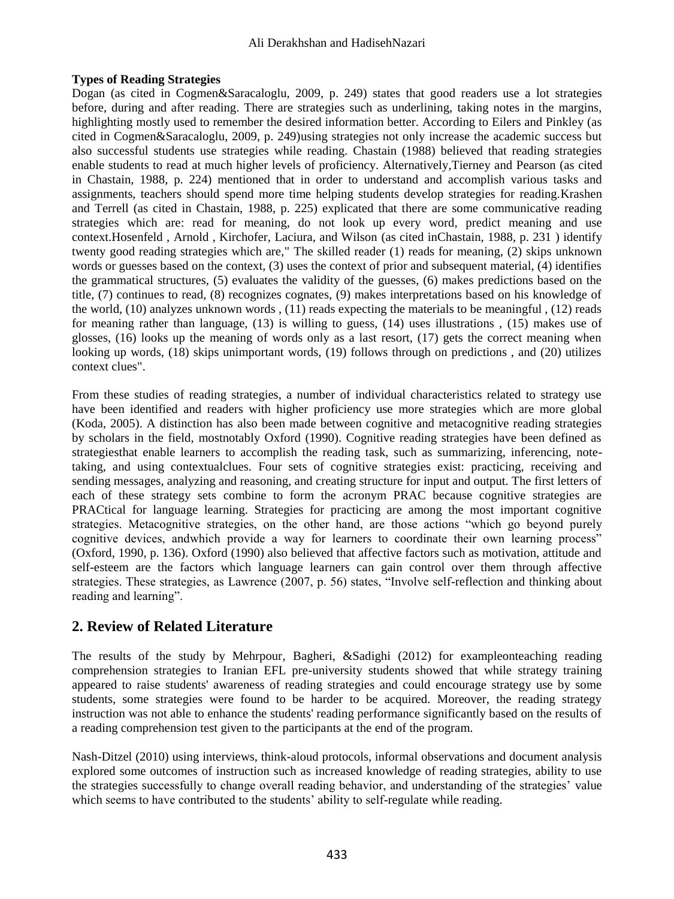**Types of Reading Strategies**

Dogan (as cited in Cogmen&Saracaloglu, 2009, p. 249) states that good readers use a lot strategies before, during and after reading. There are strategies such as underlining, taking notes in the margins, highlighting mostly used to remember the desired information better. According to Eilers and Pinkley (as cited in Cogmen&Saracaloglu, 2009, p. 249)using strategies not only increase the academic success but also successful students use strategies while reading. Chastain (1988) believed that reading strategies enable students to read at much higher levels of proficiency. Alternatively,Tierney and Pearson (as cited in Chastain, 1988, p. 224) mentioned that in order to understand and accomplish various tasks and assignments, teachers should spend more time helping students develop strategies for reading.Krashen and Terrell (as cited in Chastain, 1988, p. 225) explicated that there are some communicative reading strategies which are: read for meaning, do not look up every word, predict meaning and use context.Hosenfeld , Arnold , Kirchofer, Laciura, and Wilson (as cited inChastain, 1988, p. 231 ) identify twenty good reading strategies which are," The skilled reader (1) reads for meaning, (2) skips unknown words or guesses based on the context, (3) uses the context of prior and subsequent material, (4) identifies the grammatical structures, (5) evaluates the validity of the guesses, (6) makes predictions based on the title, (7) continues to read, (8) recognizes cognates, (9) makes interpretations based on his knowledge of the world, (10) analyzes unknown words , (11) reads expecting the materials to be meaningful , (12) reads for meaning rather than language, (13) is willing to guess, (14) uses illustrations , (15) makes use of glosses, (16) looks up the meaning of words only as a last resort, (17) gets the correct meaning when looking up words, (18) skips unimportant words, (19) follows through on predictions , and (20) utilizes context clues".

From these studies of reading strategies, a number of individual characteristics related to strategy use have been identified and readers with higher proficiency use more strategies which are more global (Koda, 2005). A distinction has also been made between cognitive and metacognitive reading strategies by scholars in the field, mostnotably Oxford (1990). Cognitive reading strategies have been defined as strategiesthat enable learners to accomplish the reading task, such as summarizing, inferencing, note-taking, and using contextualclues. Four sets of cognitive strategies exist: practicing, receiving and sending messages, analyzing and reasoning, and creating structure for input and output. The first letters of each of these strategy sets combine to form the acronym PRAC because cognitive strategies are PRACtical for language learning. Strategies for practicing are among the most important cognitive strategies. Metacognitive strategies, on the other hand, are those actions "which go beyond purely cognitive devices, andwhich provide a way for learners to coordinate their own learning process" (Oxford, 1990, p. 136). Oxford (1990) also believed that affective factors such as motivation, attitude and self-esteem are the factors which language learners can gain control over them through affective strategies. These strategies, as Lawrence (2007, p. 56) states, "Involve self-reflection and thinking about reading and learning".

## 2. Review of Related Literature

The results of the study by Mehrpour, Bagheri, &Sadighi (2012) for exampleonteaching reading comprehension strategies to Iranian EFL pre-university students showed that while strategy training appeared to raise students' awareness of reading strategies and could encourage strategy use by some students, some strategies were found to be harder to be acquired. Moreover, the reading strategy instruction was not able to enhance the students' reading performance significantly based on the results of a reading comprehension test given to the participants at the end of the program.

Nash-Ditzel (2010) using interviews, think-aloud protocols, informal observations and document analysis explored some outcomes of instruction such as increased knowledge of reading strategies, ability to use the strategies successfully to change overall reading behavior, and understanding of the strategies' value which seems to have contributed to the students' ability to self-regulate while reading.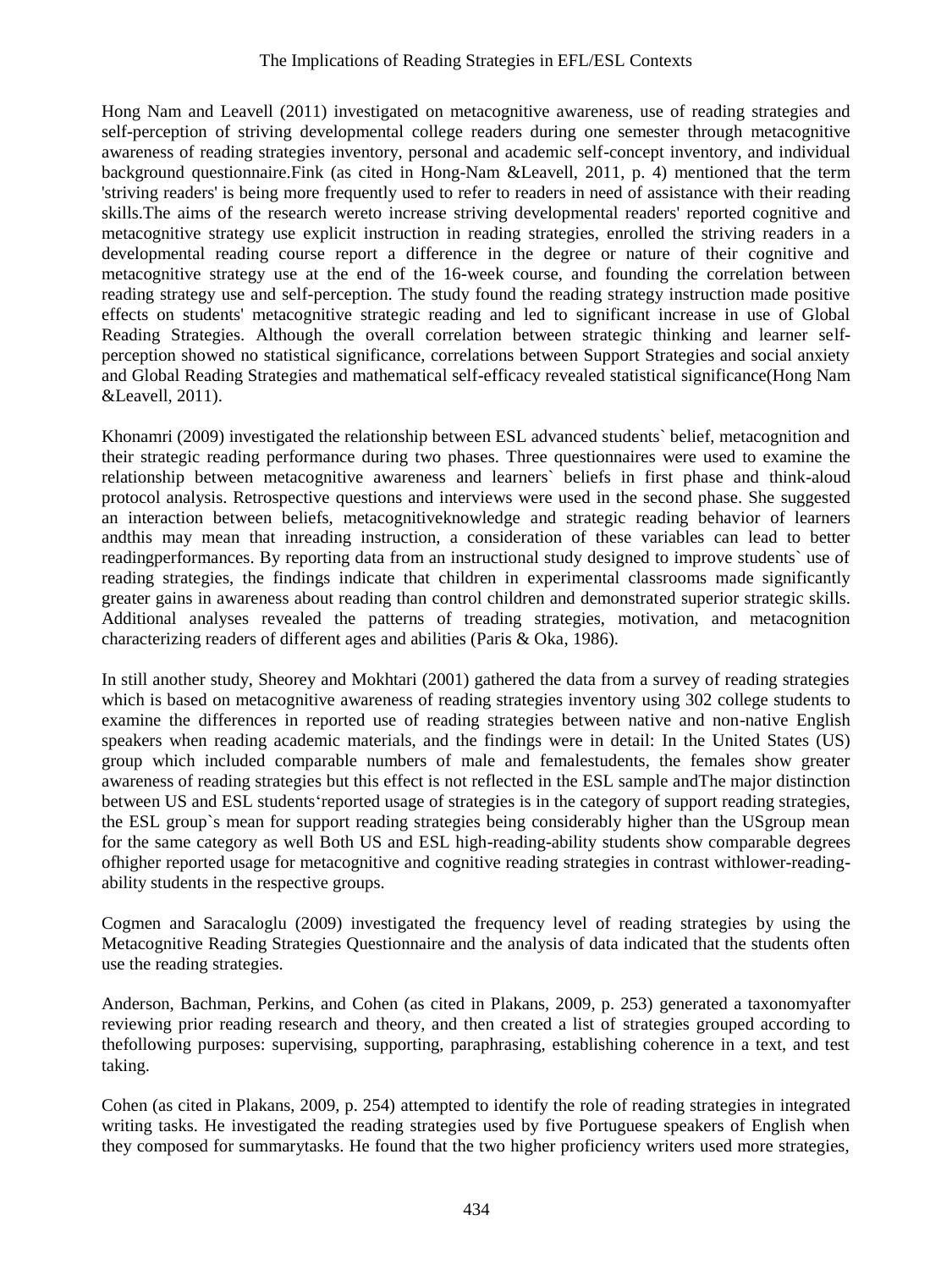Hong Nam and Leavell (2011) investigated on metacognitive awareness, use of reading strategies and self-perception of striving developmental college readers during one semester through metacognitive awareness of reading strategies inventory, personal and academic self-concept inventory, and individual background questionnaire.Fink (as cited in Hong-Nam &Leavell, 2011, p. 4) mentioned that the term 'striving readers' is being more frequently used to refer to readers in need of assistance with their reading skills.The aims of the research wereto increase striving developmental readers' reported cognitive and metacognitive strategy use explicit instruction in reading strategies, enrolled the striving readers in a developmental reading course report a difference in the degree or nature of their cognitive and metacognitive strategy use at the end of the 16-week course, and founding the correlation between reading strategy use and self-perception. The study found the reading strategy instruction made positive effects on students' metacognitive strategic reading and led to significant increase in use of Global Reading Strategies. Although the overall correlation between strategic thinking and learner self-perception showed no statistical significance, correlations between Support Strategies and social anxiety and Global Reading Strategies and mathematical self-efficacy revealed statistical significance(Hong Nam &Leavell, 2011).

Khonamri (2009) investigated the relationship between ESL advanced students` belief, metacognition and their strategic reading performance during two phases. Three questionnaires were used to examine the relationship between metacognitive awareness and learners` beliefs in first phase and think-aloud protocol analysis. Retrospective questions and interviews were used in the second phase. She suggested an interaction between beliefs, metacognitiveknowledge and strategic reading behavior of learners andthis may mean that inreading instruction, a consideration of these variables can lead to better readingperformances. By reporting data from an instructional study designed to improve students` use of reading strategies, the findings indicate that children in experimental classrooms made significantly greater gains in awareness about reading than control children and demonstrated superior strategic skills. Additional analyses revealed the patterns of treading strategies, motivation, and metacognition characterizing readers of different ages and abilities (Paris & Oka, 1986).

In still another study, Sheorey and Mokhtari (2001) gathered the data from a survey of reading strategies which is based on metacognitive awareness of reading strategies inventory using 302 college students to examine the differences in reported use of reading strategies between native and non-native English speakers when reading academic materials, and the findings were in detail: In the United States (US) group which included comparable numbers of male and femalestudents, the females show greater awareness of reading strategies but this effect is not reflected in the ESL sample andThe major distinction between US and ESL students'reported usage of strategies is in the category of support reading strategies, the ESL group`s mean for support reading strategies being considerably higher than the USgroup mean for the same category as well Both US and ESL high-reading-ability students show comparable degrees ofhigher reported usage for metacognitive and cognitive reading strategies in contrast withlower-reading-ability students in the respective groups.

Cogmen and Saracaloglu (2009) investigated the frequency level of reading strategies by using the Metacognitive Reading Strategies Questionnaire and the analysis of data indicated that the students often use the reading strategies.

Anderson, Bachman, Perkins, and Cohen (as cited in Plakans, 2009, p. 253) generated a taxonomyafter reviewing prior reading research and theory, and then created a list of strategies grouped according to thefollowing purposes: supervising, supporting, paraphrasing, establishing coherence in a text, and test taking.

Cohen (as cited in Plakans, 2009, p. 254) attempted to identify the role of reading strategies in integrated writing tasks. He investigated the reading strategies used by five Portuguese speakers of English when they composed for summarytasks. He found that the two higher proficiency writers used more strategies,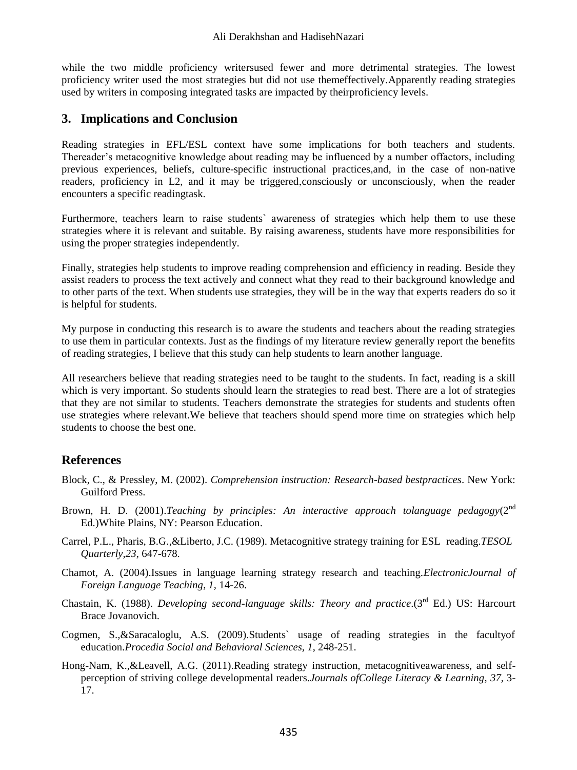while the two middle proficiency writersused fewer and more detrimental strategies. The lowest proficiency writer used the most strategies but did not use themeffectively.Apparently reading strategies used by writers in composing integrated tasks are impacted by theirproficiency levels.

## 3. Implications and Conclusion

Reading strategies in EFL/ESL context have some implications for both teachers and students. Thereader's metacognitive knowledge about reading may be influenced by a number offactors, including previous experiences, beliefs, culture-specific instructional practices,and, in the case of non-native readers, proficiency in L2, and it may be triggered,consciously or unconsciously, when the reader encounters a specific readingtask.

Furthermore, teachers learn to raise students` awareness of strategies which help them to use these strategies where it is relevant and suitable. By raising awareness, students have more responsibilities for using the proper strategies independently.

Finally, strategies help students to improve reading comprehension and efficiency in reading. Beside they assist readers to process the text actively and connect what they read to their background knowledge and to other parts of the text. When students use strategies, they will be in the way that experts readers do so it is helpful for students.

My purpose in conducting this research is to aware the students and teachers about the reading strategies to use them in particular contexts. Just as the findings of my literature review generally report the benefits of reading strategies, I believe that this study can help students to learn another language.

All researchers believe that reading strategies need to be taught to the students. In fact, reading is a skill which is very important. So students should learn the strategies to read best. There are a lot of strategies that they are not similar to students. Teachers demonstrate the strategies for students and students often use strategies where relevant.We believe that teachers should spend more time on strategies which help students to choose the best one.

## References

Block, C., & Pressley, M. (2002). *Comprehension instruction: Research-based bestpractices*. New York: Guilford Press.

Brown, H. D. (2001).*Teaching by principles: An interactive approach tolanguage pedagogy*(2nd Ed.)White Plains, NY: Pearson Education.

Carrel, P.L., Pharis, B.G.,&Liberto, J.C. (1989). Metacognitive strategy training for ESL reading.*TESOL Quarterly*,*23*, 647-678.

Chamot, A. (2004).Issues in language learning strategy research and teaching.*ElectronicJournal of Foreign Language Teaching*, *1*, 14-26.

Chastain, K. (1988). *Developing second-language skills: Theory and practice*.(3rd Ed.) US: Harcourt Brace Jovanovich.

Cogmen, S.,&Saracaloglu, A.S. (2009).Students` usage of reading strategies in the facultyof education.*Procedia Social and Behavioral Sciences, 1*, 248-251.

Hong-Nam, K.,&Leavell, A.G. (2011).Reading strategy instruction, metacognitiveawareness, and self-perception of striving college developmental readers.*Journals ofCollege Literacy & Learning*, *37*, 3-17.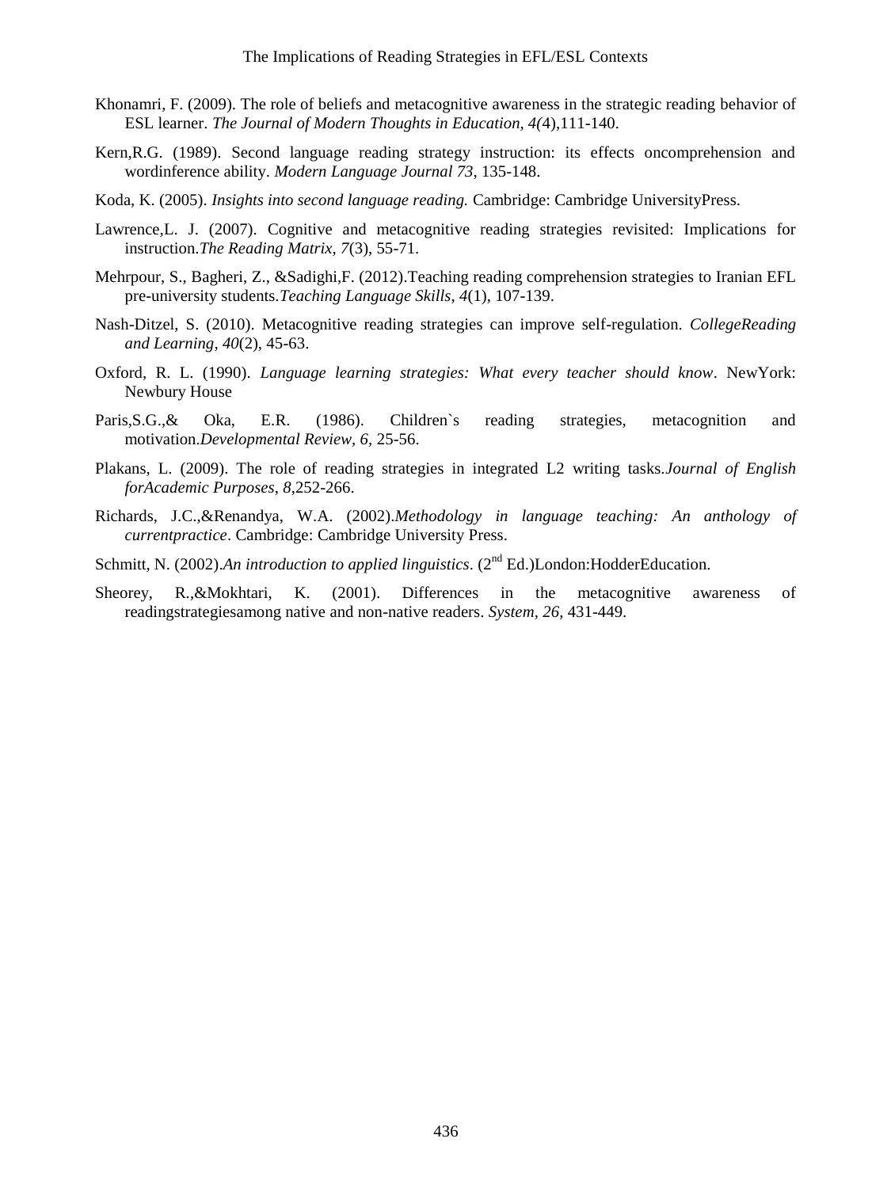Khonamri, F. (2009). The role of beliefs and metacognitive awareness in the strategic reading behavior of ESL learner. *The Journal of Modern Thoughts in Education, 4(*4),111-140.

Kern,R.G. (1989). Second language reading strategy instruction: its effects oncomprehension and wordinference ability. *Modern Language Journal 73*, 135-148.

Koda, K. (2005). *Insights into second language reading.* Cambridge: Cambridge UniversityPress.

Lawrence,L. J. (2007). Cognitive and metacognitive reading strategies revisited: Implications for instruction.*The Reading Matrix, 7*(3), 55-71.

Mehrpour, S., Bagheri, Z., &Sadighi,F. (2012).Teaching reading comprehension strategies to Iranian EFL pre-university students.*Teaching Language Skills*, *4*(1), 107-139.

Nash-Ditzel, S. (2010). Metacognitive reading strategies can improve self-regulation. *CollegeReading and Learning*, *40*(2), 45-63.

Oxford, R. L. (1990). *Language learning strategies: What every teacher should know*. NewYork: Newbury House

Paris,S.G.,& Oka, E.R. (1986). Children`s reading strategies, metacognition and motivation.*Developmental Review, 6*, 25-56.

Plakans, L. (2009). The role of reading strategies in integrated L2 writing tasks.*Journal of English forAcademic Purposes, 8*,252-266.

Richards, J.C.,&Renandya, W.A. (2002).*Methodology in language teaching: An anthology of currentpractice*. Cambridge: Cambridge University Press.

Schmitt, N. (2002).*An introduction to applied linguistics*. (2nd Ed.)London:HodderEducation.

Sheorey, R.,&Mokhtari, K. (2001). Differences in the metacognitive awareness of readingstrategiesamong native and non-native readers. *System, 26*, 431-449.